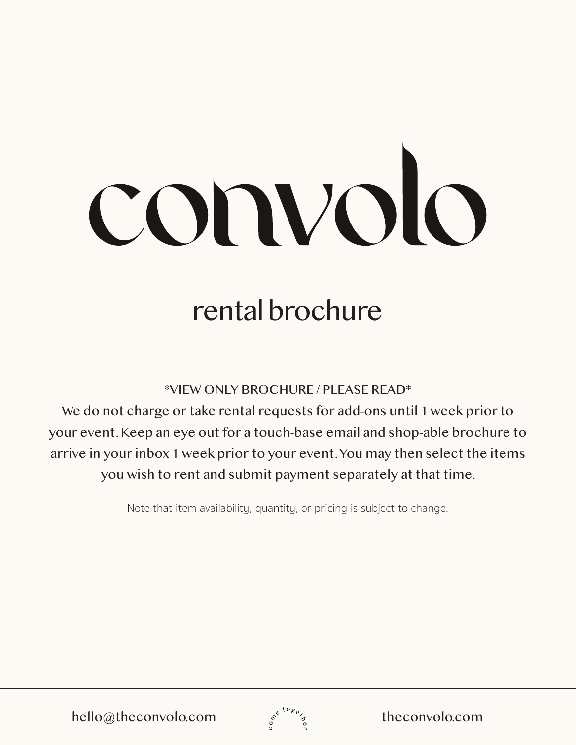# convolo

## rental brochure

*VIEW ONLY BROCHURE / PLEASE READ*

We do not charge or take rental requests for add-ons until 1 week prior to your event. Keep an eye out for a touch-base email and shop-able brochure to arrive in your inbox 1 week prior to your event. You may then select the items you wish to rent and submit payment separately at that time.

Note that item availability, quantity, or pricing is subject to change.

hello@theconvolo.com

come together

theconvolo.com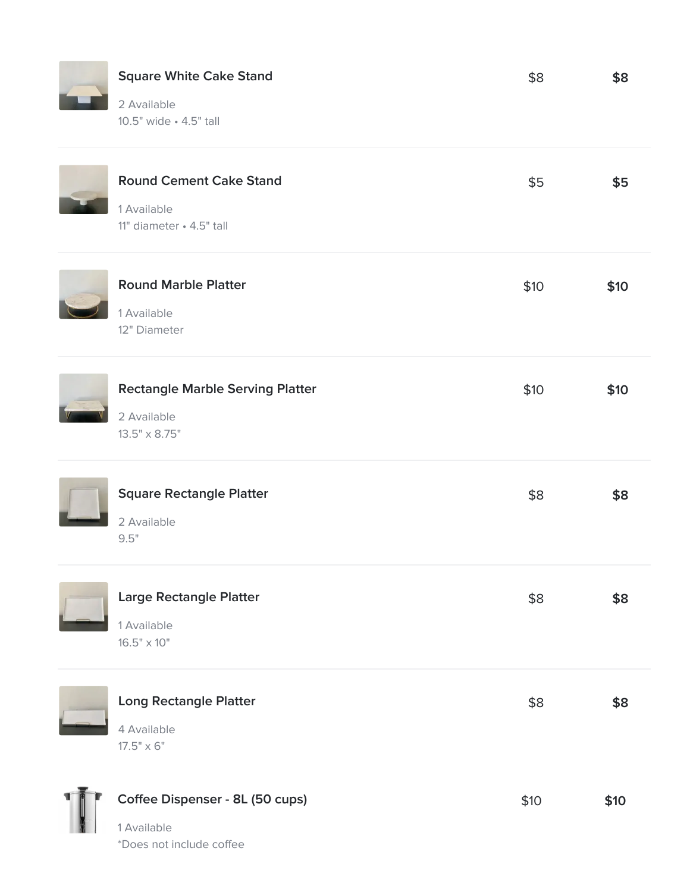| Item | Price | Total |
| --- | --- | --- |
| **Square White Cake Stand**<br>2 Available<br>10.5" wide • 4.5" tall | $8 | **$8** |
| **Round Cement Cake Stand**<br>1 Available<br>11" diameter • 4.5" tall | $5 | **$5** |
| **Round Marble Platter**<br>1 Available<br>12" Diameter | $10 | **$10** |
| **Rectangle Marble Serving Platter**<br>2 Available<br>13.5" x 8.75" | $10 | **$10** |
| **Square Rectangle Platter**<br>2 Available<br>9.5" | $8 | **$8** |
| **Large Rectangle Platter**<br>1 Available<br>16.5" x 10" | $8 | **$8** |
| **Long Rectangle Platter**<br>4 Available<br>17.5" x 6" | $8 | **$8** |
| **Coffee Dispenser - 8L (50 cups)**<br>1 Available<br>*Does not include coffee | $10 | **$10** |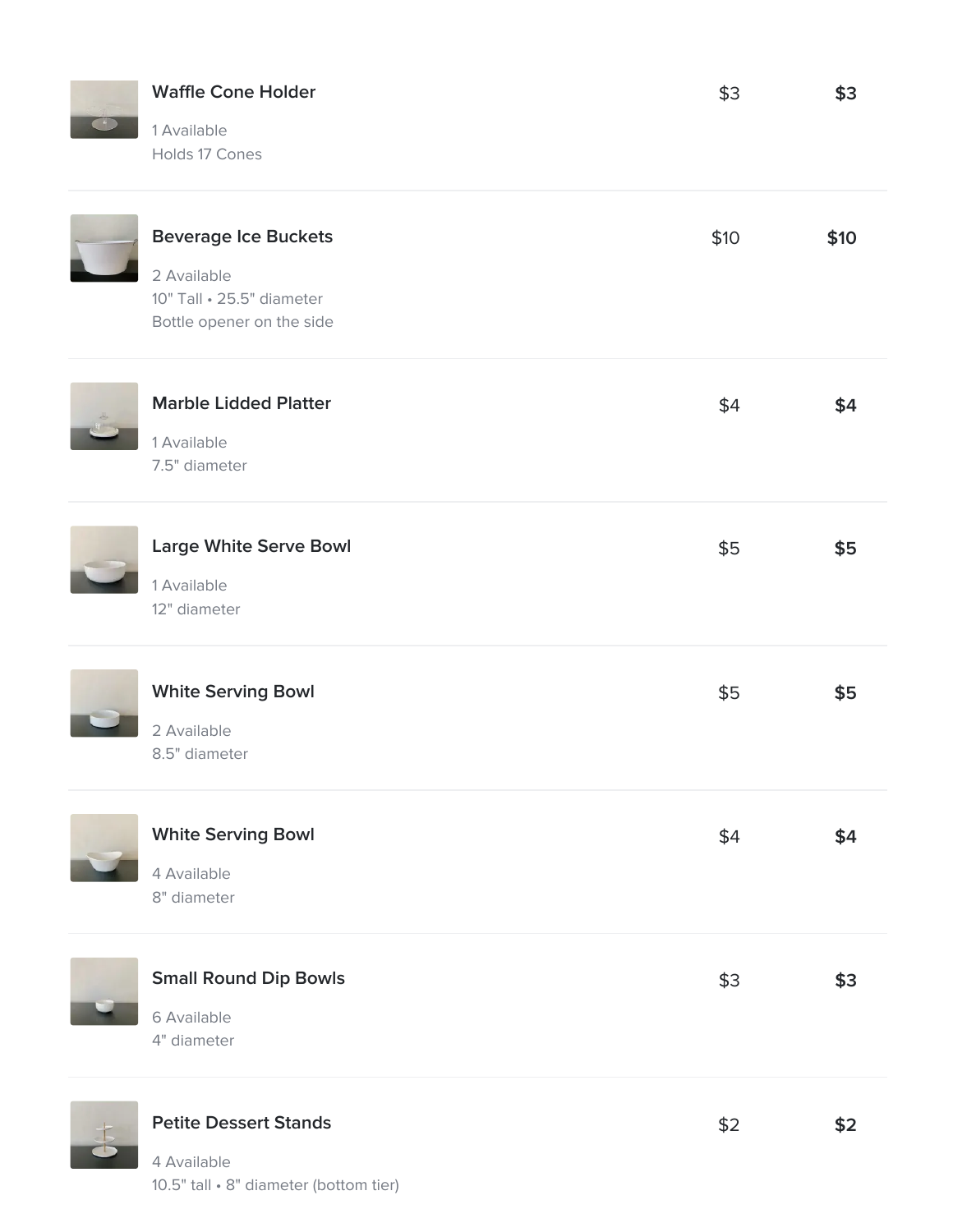| Item | Price | Total |
|---|---|---|
| **Waffle Cone Holder**<br>1 Available<br>Holds 17 Cones | $3 | **$3** |
| **Beverage Ice Buckets**<br>2 Available<br>10" Tall • 25.5" diameter<br>Bottle opener on the side | $10 | **$10** |
| **Marble Lidded Platter**<br>1 Available<br>7.5" diameter | $4 | **$4** |
| **Large White Serve Bowl**<br>1 Available<br>12" diameter | $5 | **$5** |
| **White Serving Bowl**<br>2 Available<br>8.5" diameter | $5 | **$5** |
| **White Serving Bowl**<br>4 Available<br>8" diameter | $4 | **$4** |
| **Small Round Dip Bowls**<br>6 Available<br>4" diameter | $3 | **$3** |
| **Petite Dessert Stands**<br>4 Available<br>10.5" tall • 8" diameter (bottom tier) | $2 | **$2** |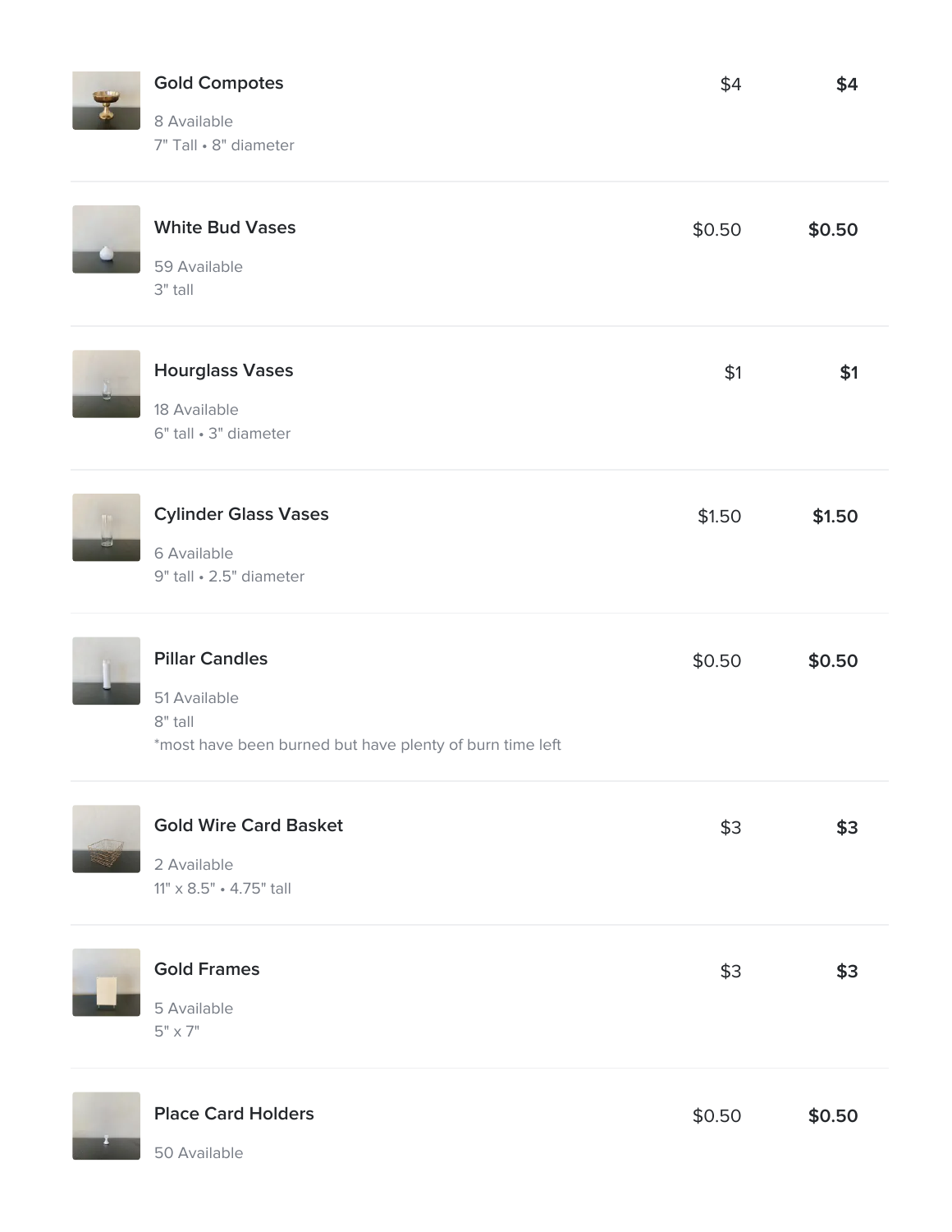| Item | Price | Total |
| --- | --- | --- |
| **Gold Compotes**<br>8 Available<br>7" Tall • 8" diameter | $4 | **$4** |
| **White Bud Vases**<br>59 Available<br>3" tall | $0.50 | **$0.50** |
| **Hourglass Vases**<br>18 Available<br>6" tall • 3" diameter | $1 | **$1** |
| **Cylinder Glass Vases**<br>6 Available<br>9" tall • 2.5" diameter | $1.50 | **$1.50** |
| **Pillar Candles**<br>51 Available<br>8" tall<br>*most have been burned but have plenty of burn time left | $0.50 | **$0.50** |
| **Gold Wire Card Basket**<br>2 Available<br>11" x 8.5" • 4.75" tall | $3 | **$3** |
| **Gold Frames**<br>5 Available<br>5" x 7" | $3 | **$3** |
| **Place Card Holders**<br>50 Available | $0.50 | **$0.50** |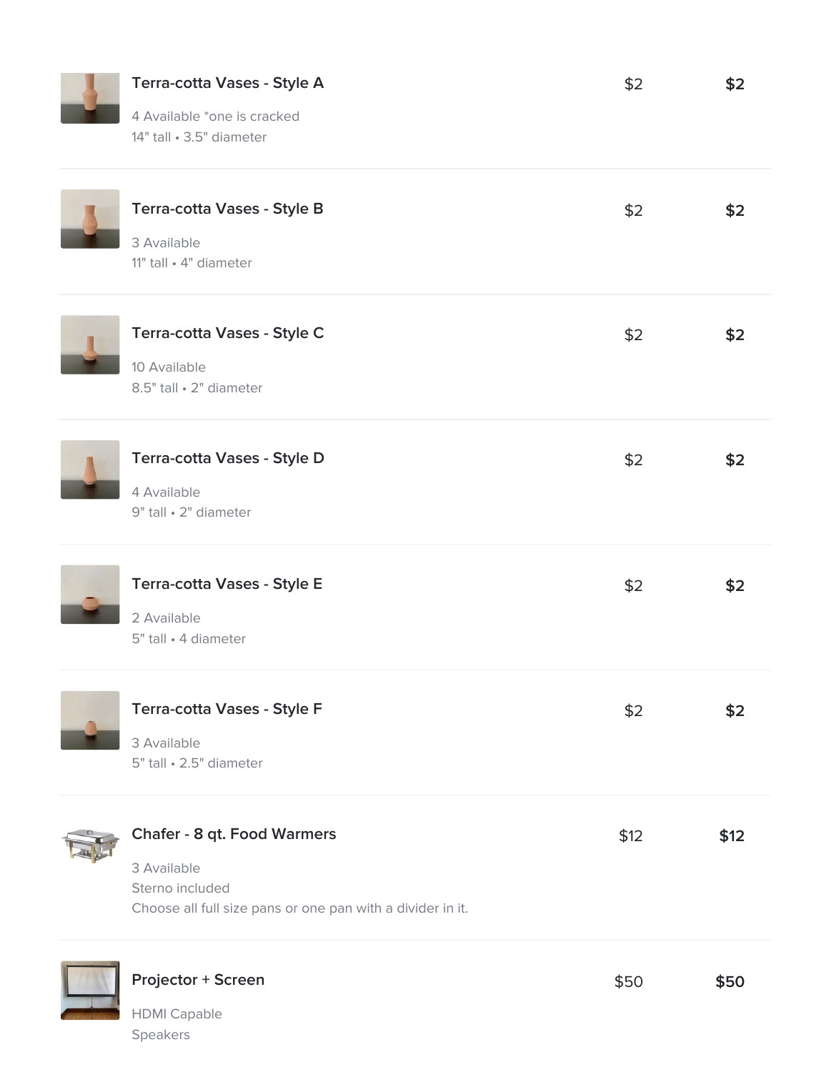| | | |
|---|---|---|
| **Terra-cotta Vases - Style A**<br>4 Available *one is cracked<br>14" tall • 3.5" diameter | $2 | **$2** |
| **Terra-cotta Vases - Style B**<br>3 Available<br>11" tall • 4" diameter | $2 | **$2** |
| **Terra-cotta Vases - Style C**<br>10 Available<br>8.5" tall • 2" diameter | $2 | **$2** |
| **Terra-cotta Vases - Style D**<br>4 Available<br>9" tall • 2" diameter | $2 | **$2** |
| **Terra-cotta Vases - Style E**<br>2 Available<br>5" tall • 4 diameter | $2 | **$2** |
| **Terra-cotta Vases - Style F**<br>3 Available<br>5" tall • 2.5" diameter | $2 | **$2** |
| **Chafer - 8 qt. Food Warmers**<br>3 Available<br>Sterno included<br>Choose all full size pans or one pan with a divider in it. | $12 | **$12** |
| **Projector + Screen**<br>HDMI Capable<br>Speakers | $50 | **$50** |